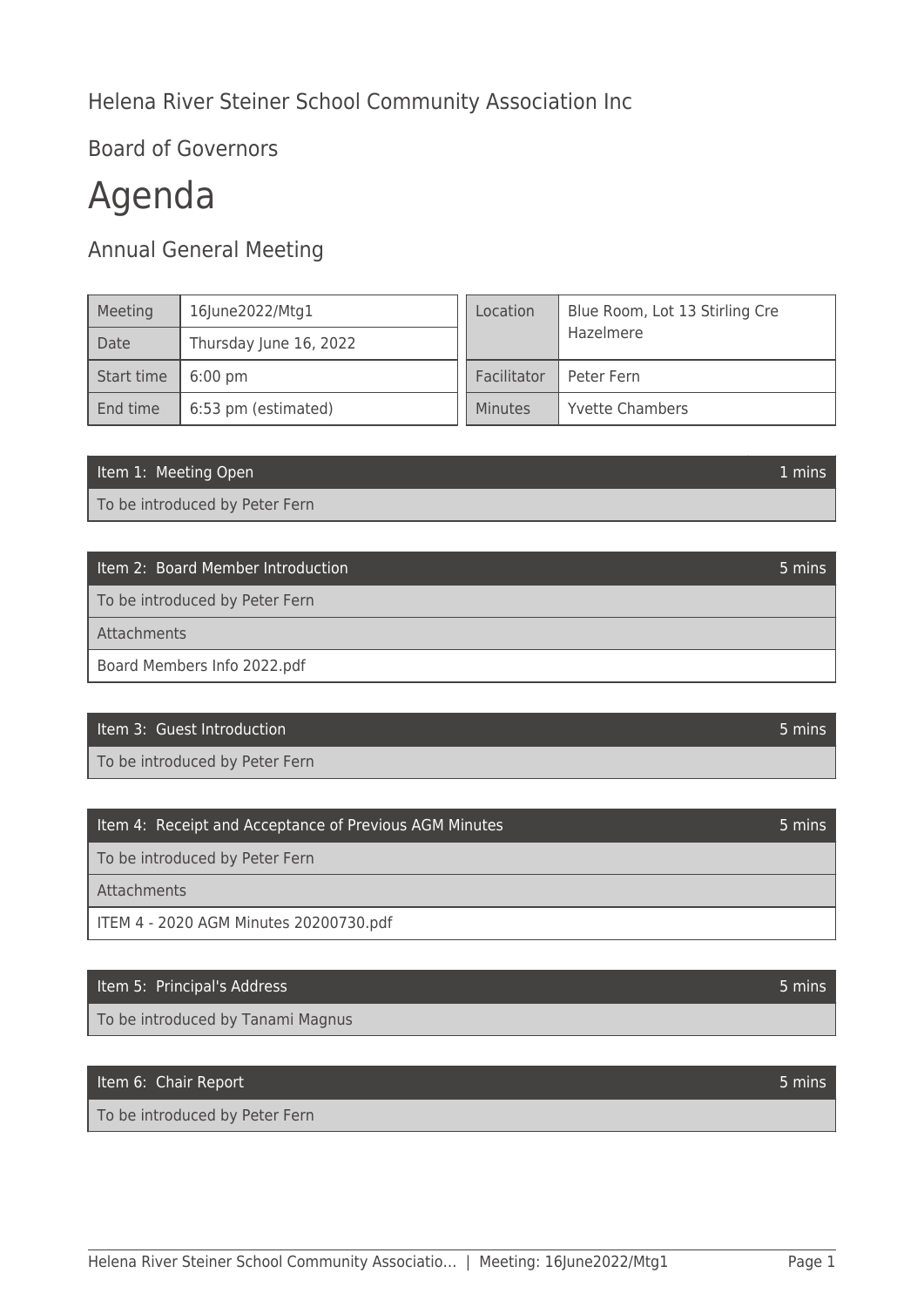Helena River Steiner School Community Association Inc

Board of Governors

# Agenda

## Annual General Meeting

| | |
|---|---|
| Meeting | 16June2022/Mtg1 |
| Date | Thursday June 16, 2022 |
| Start time | 6:00 pm |
| End time | 6:53 pm (estimated) |

| | |
|---|---|
| Location | Blue Room, Lot 13 Stirling Cre Hazelmere |
| Facilitator | Peter Fern |
| Minutes | Yvette Chambers |

### Item 1: Meeting Open — 1 mins

To be introduced by Peter Fern

### Item 2: Board Member Introduction — 5 mins

To be introduced by Peter Fern

Attachments

Board Members Info 2022.pdf

### Item 3: Guest Introduction — 5 mins

To be introduced by Peter Fern

### Item 4: Receipt and Acceptance of Previous AGM Minutes — 5 mins

To be introduced by Peter Fern

Attachments

ITEM 4 - 2020 AGM Minutes 20200730.pdf

### Item 5: Principal's Address — 5 mins

To be introduced by Tanami Magnus

### Item 6: Chair Report — 5 mins

To be introduced by Peter Fern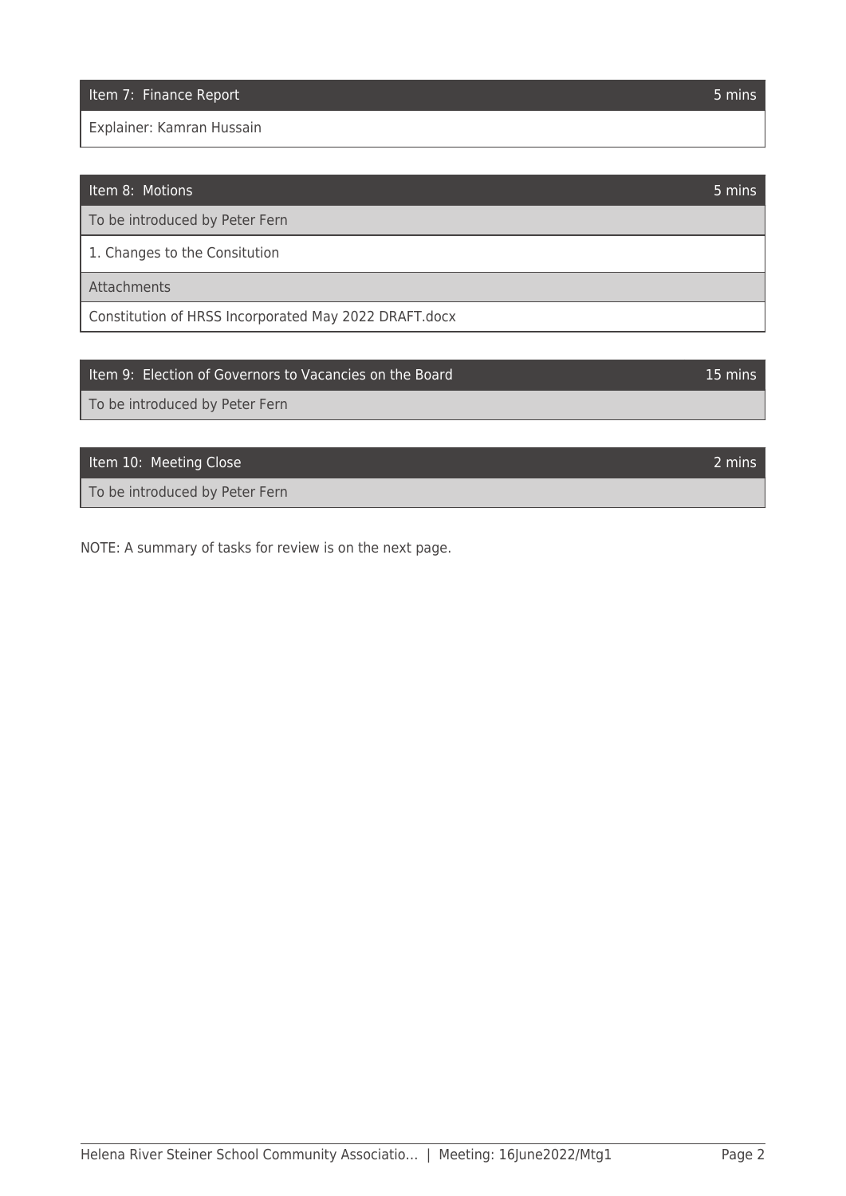## Item 7: Finance Report — 5 mins

Explainer: Kamran Hussain

## Item 8: Motions — 5 mins

To be introduced by Peter Fern

1. Changes to the Consitution

Attachments

Constitution of HRSS Incorporated May 2022 DRAFT.docx

## Item 9: Election of Governors to Vacancies on the Board — 15 mins

To be introduced by Peter Fern

## Item 10: Meeting Close — 2 mins

To be introduced by Peter Fern

NOTE: A summary of tasks for review is on the next page.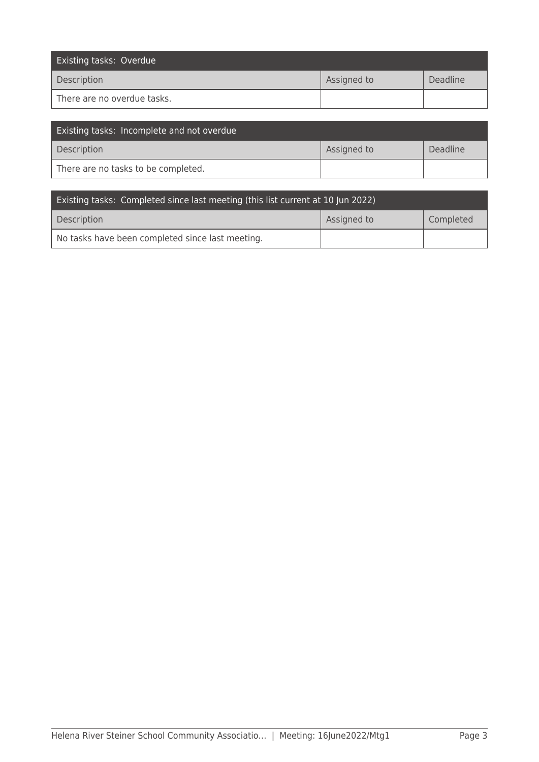| Existing tasks: Overdue | | |
|---|---|---|
| Description | Assigned to | Deadline |
| There are no overdue tasks. | | |

| Existing tasks: Incomplete and not overdue | | |
|---|---|---|
| Description | Assigned to | Deadline |
| There are no tasks to be completed. | | |

| Existing tasks: Completed since last meeting (this list current at 10 Jun 2022) | | |
|---|---|---|
| Description | Assigned to | Completed |
| No tasks have been completed since last meeting. | | |